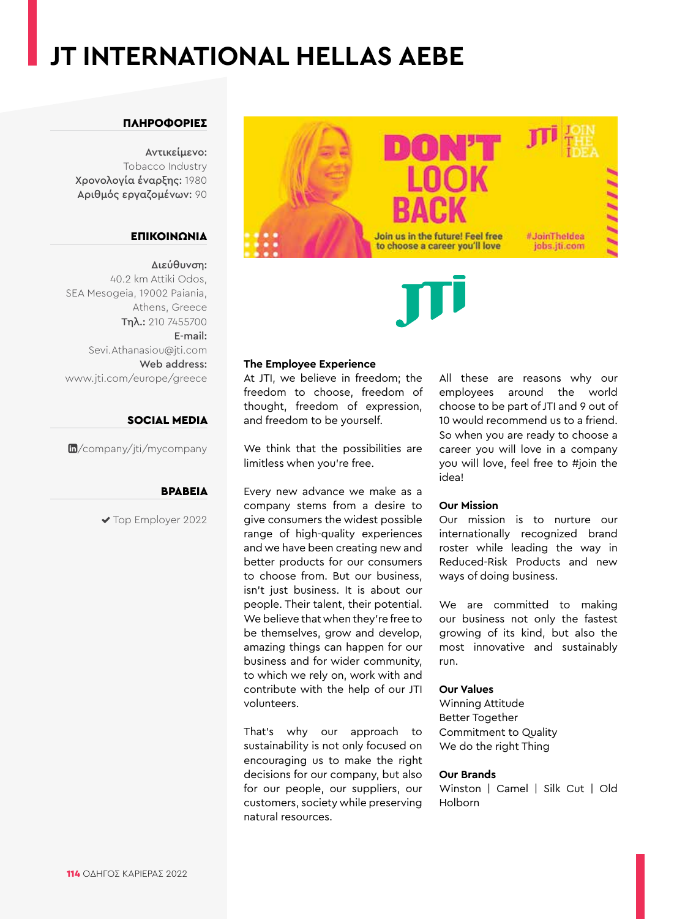# JT INTERNATIONAL HELLAS AEBE

## ΠΛΗΡΟΦΟΡΙΕΣ

**Αντικείμενο:**
Tobacco Industry
**Χρονολογία έναρξης:** 1980
**Αριθμός εργαζομένων:** 90

## ΕΠΙΚΟΙΝΩΝΙΑ

**Διεύθυνση:**
40.2 km Attiki Odos,
SEA Mesogeia, 19002 Paiania,
Athens, Greece
**Τηλ.:** 210 7455700
**E-mail:**
Sevi.Athanasiou@jti.com
**Web address:**
www.jti.com/europe/greece

## SOCIAL MEDIA

/company/jti/mycompany

## ΒΡΑΒΕΙΑ

✔ Top Employer 2022

**The Employee Experience**

At JTI, we believe in freedom; the freedom to choose, freedom of thought, freedom of expression, and freedom to be yourself.

We think that the possibilities are limitless when you're free.

Every new advance we make as a company stems from a desire to give consumers the widest possible range of high-quality experiences and we have been creating new and better products for our consumers to choose from. But our business, isn't just business. It is about our people. Their talent, their potential. We believe that when they're free to be themselves, grow and develop, amazing things can happen for our business and for wider community, to which we rely on, work with and contribute with the help of our JTI volunteers.

That's why our approach to sustainability is not only focused on encouraging us to make the right decisions for our company, but also for our people, our suppliers, our customers, society while preserving natural resources.

All these are reasons why our employees around the world choose to be part of JTI and 9 out of 10 would recommend us to a friend. So when you are ready to choose a career you will love in a company you will love, feel free to #join the idea!

**Our Mission**

Our mission is to nurture our internationally recognized brand roster while leading the way in Reduced-Risk Products and new ways of doing business.

We are committed to making our business not only the fastest growing of its kind, but also the most innovative and sustainably run.

**Our Values**

Winning Attitude
Better Together
Commitment to Quality
We do the right Thing

**Our Brands**

Winston | Camel | Silk Cut | Old Holborn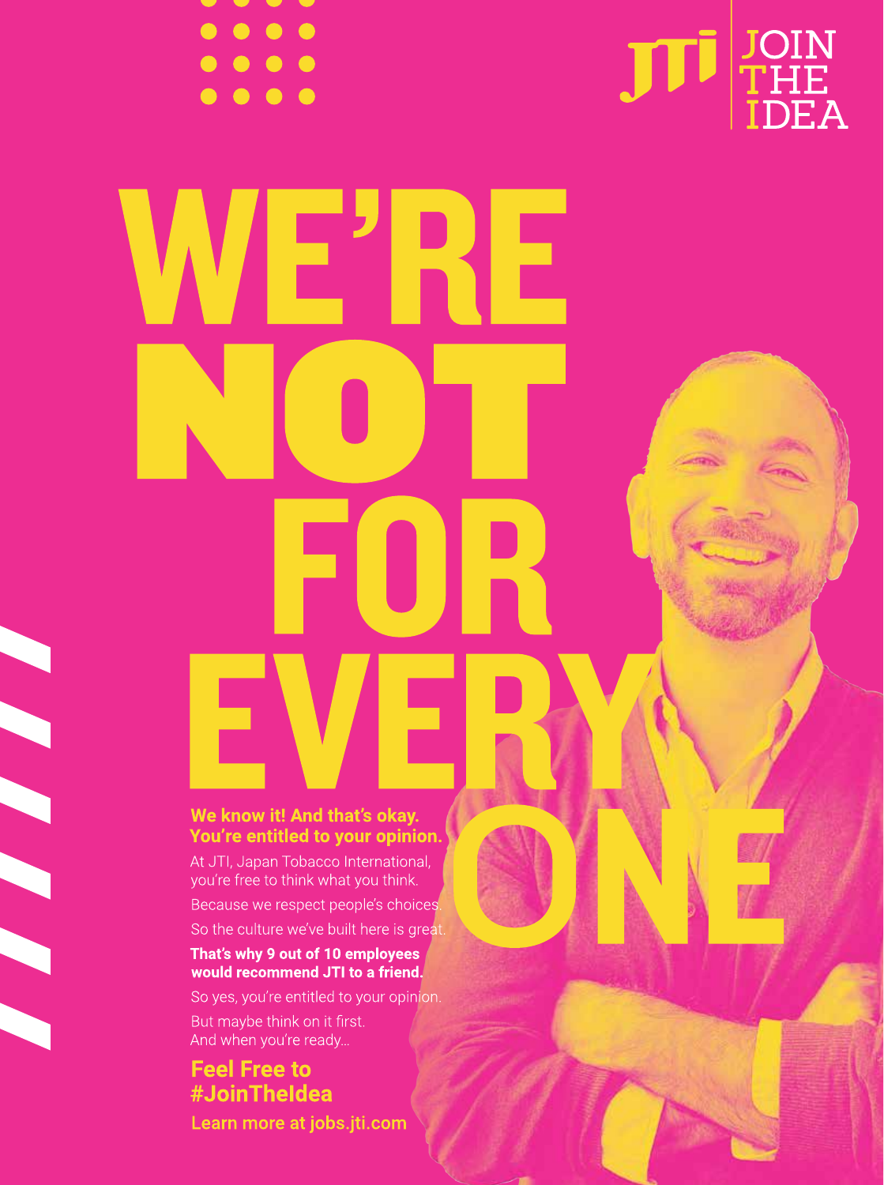JTI | JOIN THE IDEA

# WE'RE NOT FOR EVERY ONE

**We know it! And that's okay.**
**You're entitled to your opinion.**

At JTI, Japan Tobacco International, you're free to think what you think.

Because we respect people's choices.

So the culture we've built here is great.

**That's why 9 out of 10 employees would recommend JTI to a friend.**

So yes, you're entitled to your opinion.

But maybe think on it first.
And when you're ready...

**Feel Free to**
**#JoinTheIdea**

Learn more at jobs.jti.com